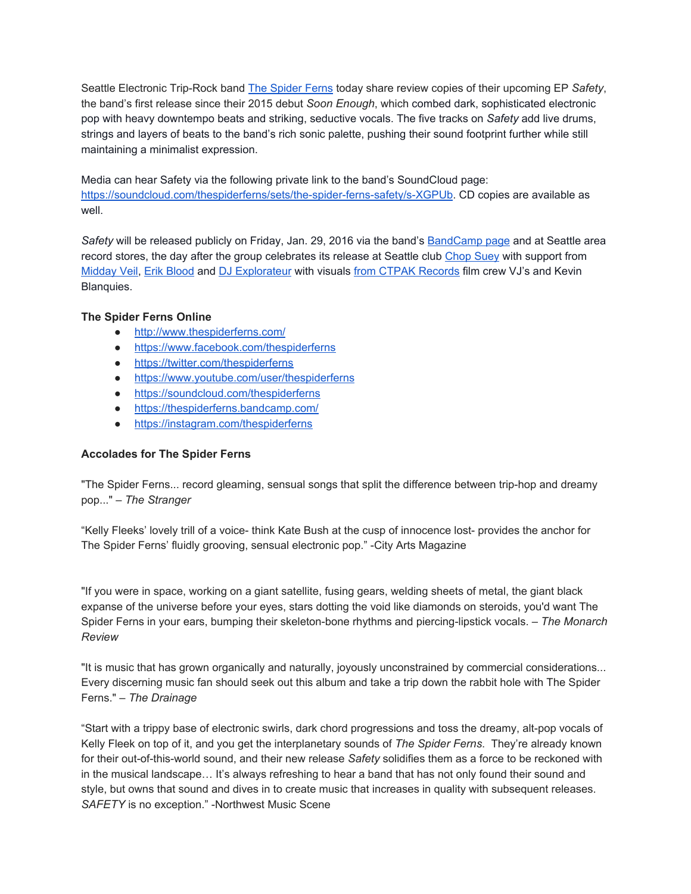Seattle Electronic Trip-Rock band [The Spider Ferns](http://www.thespiderferns.com/) today share review copies of their upcoming EP *Safety*, the band's first release since their 2015 debut *Soon Enough*, which combed dark, sophisticated electronic pop with heavy downtempo beats and striking, seductive vocals. The five tracks on *Safety* add live drums, strings and layers of beats to the band's rich sonic palette, pushing their sound footprint further while still maintaining a minimalist expression.

Media can hear Safety via the following private link to the band's SoundCloud page: [https://soundcloud.com/thespiderferns/sets/the-spider-ferns-safety/s-XGPUb](https://soundcloud.com/thespiderferns/sets/the-spider-ferns-safety/s-XGPUb). CD copies are available as well.

*Safety* will be released publicly on Friday, Jan. 29, 2016 via the band's BandCamp page and at Seattle area record stores, the day after the group celebrates its release at Seattle club Chop Suey with support from Midday Veil, Erik Blood and DJ Explorateur with visuals from CTPAK Records film crew VJ's and Kevin Blanquies.

**The Spider Ferns Online**

- http://www.thespiderferns.com/
- https://www.facebook.com/thespiderferns
- https://twitter.com/thespiderferns
- https://www.youtube.com/user/thespiderferns
- https://soundcloud.com/thespiderferns
- https://thespiderferns.bandcamp.com/
- https://instagram.com/thespiderferns

**Accolades for The Spider Ferns**

"The Spider Ferns... record gleaming, sensual songs that split the difference between trip-hop and dreamy pop..." – *The Stranger*

"Kelly Fleeks' lovely trill of a voice- think Kate Bush at the cusp of innocence lost- provides the anchor for The Spider Ferns' fluidly grooving, sensual electronic pop." -City Arts Magazine

"If you were in space, working on a giant satellite, fusing gears, welding sheets of metal, the giant black expanse of the universe before your eyes, stars dotting the void like diamonds on steroids, you'd want The Spider Ferns in your ears, bumping their skeleton-bone rhythms and piercing-lipstick vocals. – *The Monarch Review*

"It is music that has grown organically and naturally, joyously unconstrained by commercial considerations... Every discerning music fan should seek out this album and take a trip down the rabbit hole with The Spider Ferns." – *The Drainage*

"Start with a trippy base of electronic swirls, dark chord progressions and toss the dreamy, alt-pop vocals of Kelly Fleek on top of it, and you get the interplanetary sounds of *The Spider Ferns*. They're already known for their out-of-this-world sound, and their new release *Safety* solidifies them as a force to be reckoned with in the musical landscape… It's always refreshing to hear a band that has not only found their sound and style, but owns that sound and dives in to create music that increases in quality with subsequent releases. *SAFETY* is no exception." -Northwest Music Scene